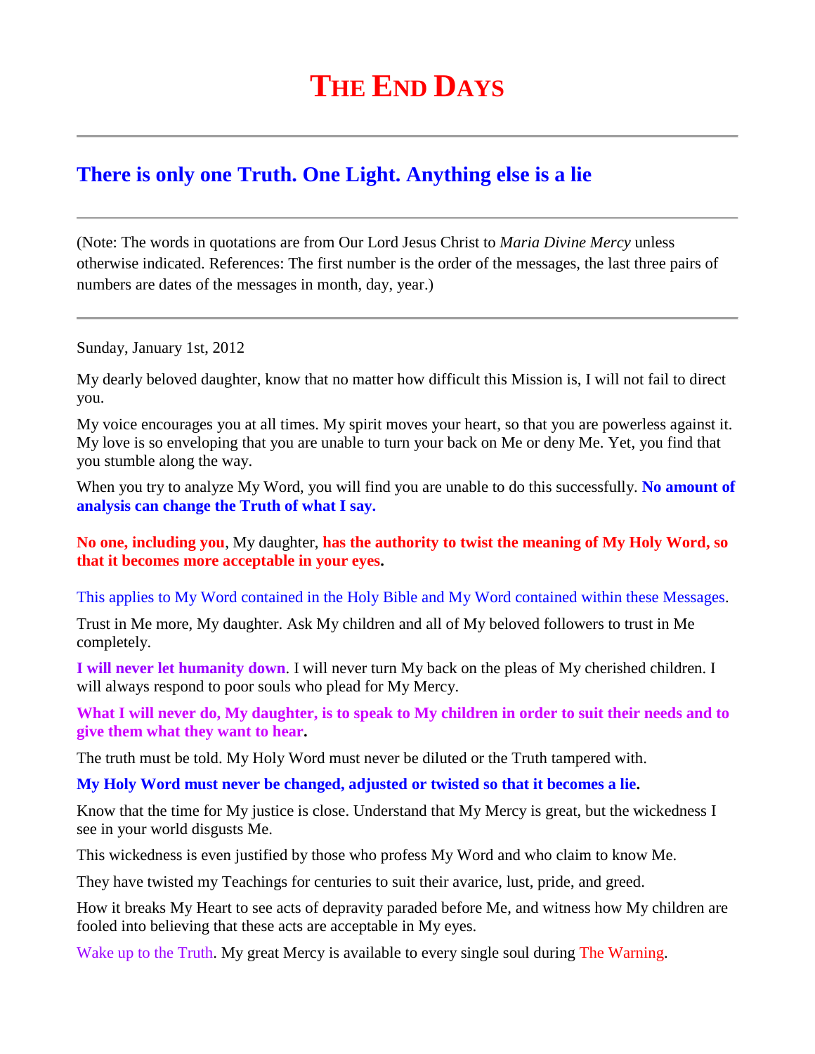# THE END DAYS

---

## There is only one Truth. One Light. Anything else is a lie

---

(Note: The words in quotations are from Our Lord Jesus Christ to *Maria Divine Mercy* unless otherwise indicated. References: The first number is the order of the messages, the last three pairs of numbers are dates of the messages in month, day, year.)

---

Sunday, January 1st, 2012

My dearly beloved daughter, know that no matter how difficult this Mission is, I will not fail to direct you.

My voice encourages you at all times. My spirit moves your heart, so that you are powerless against it. My love is so enveloping that you are unable to turn your back on Me or deny Me. Yet, you find that you stumble along the way.

When you try to analyze My Word, you will find you are unable to do this successfully. **No amount of analysis can change the Truth of what I say.**

**No one, including you**, My daughter, **has the authority to twist the meaning of My Holy Word, so that it becomes more acceptable in your eyes.**

This applies to My Word contained in the Holy Bible and My Word contained within these Messages.

Trust in Me more, My daughter. Ask My children and all of My beloved followers to trust in Me completely.

**I will never let humanity down**. I will never turn My back on the pleas of My cherished children. I will always respond to poor souls who plead for My Mercy.

**What I will never do, My daughter, is to speak to My children in order to suit their needs and to give them what they want to hear.**

The truth must be told. My Holy Word must never be diluted or the Truth tampered with.

**My Holy Word must never be changed, adjusted or twisted so that it becomes a lie.**

Know that the time for My justice is close. Understand that My Mercy is great, but the wickedness I see in your world disgusts Me.

This wickedness is even justified by those who profess My Word and who claim to know Me.

They have twisted my Teachings for centuries to suit their avarice, lust, pride, and greed.

How it breaks My Heart to see acts of depravity paraded before Me, and witness how My children are fooled into believing that these acts are acceptable in My eyes.

Wake up to the Truth. My great Mercy is available to every single soul during The Warning.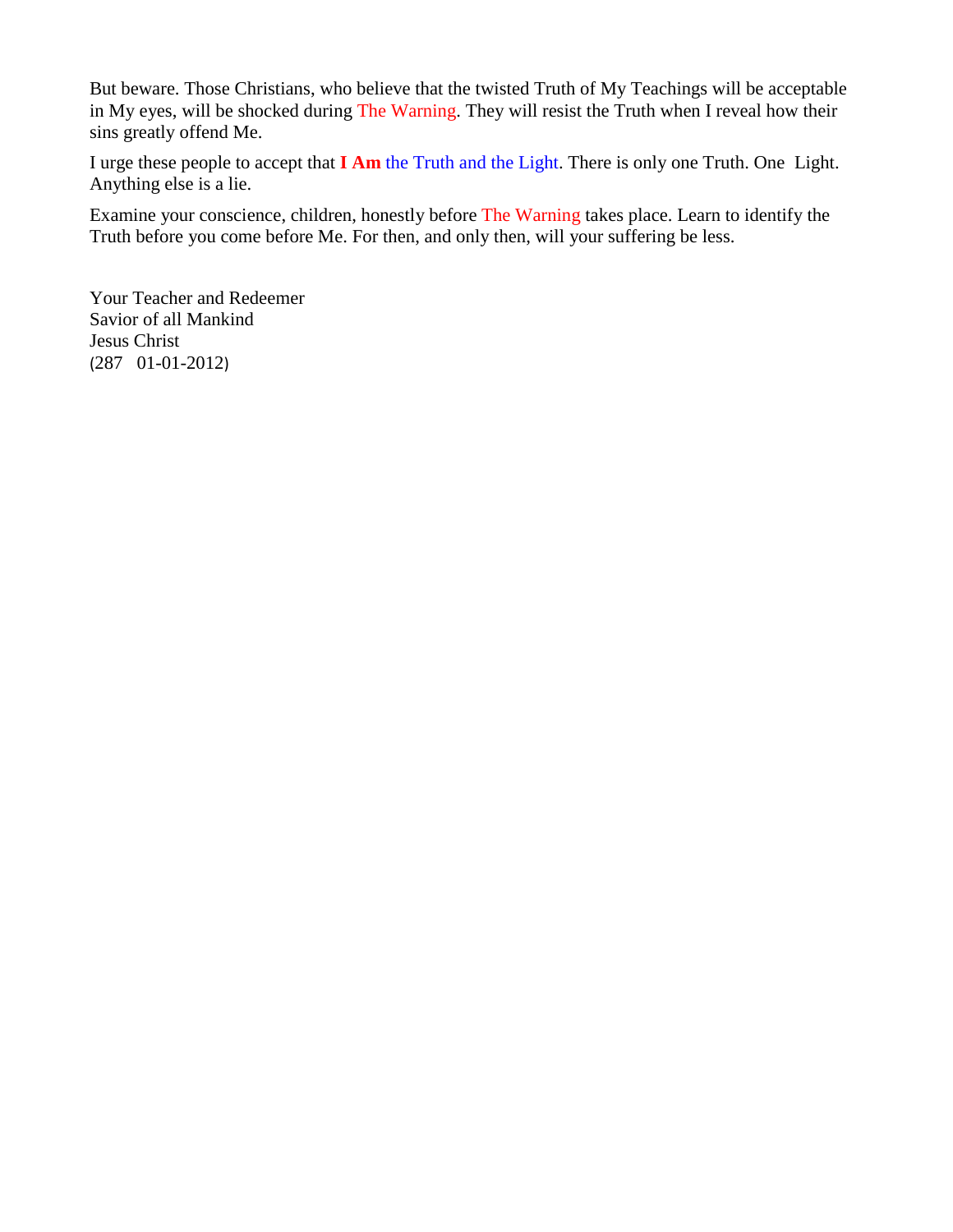But beware. Those Christians, who believe that the twisted Truth of My Teachings will be acceptable in My eyes, will be shocked during The Warning. They will resist the Truth when I reveal how their sins greatly offend Me.

I urge these people to accept that **I Am** the Truth and the Light. There is only one Truth. One Light. Anything else is a lie.

Examine your conscience, children, honestly before The Warning takes place. Learn to identify the Truth before you come before Me. For then, and only then, will your suffering be less.

Your Teacher and Redeemer  
Savior of all Mankind  
Jesus Christ  
(287 01-01-2012)